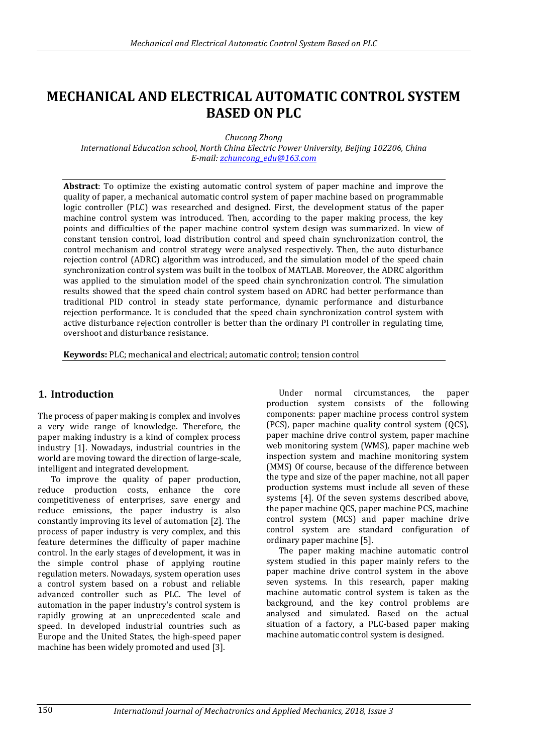# MECHANICAL AND ELECTRICAL AUTOMATIC CONTROL SYSTEM BASED ON PLC

*Chucong Zhong*

*International Education school, North China Electric Power University, Beijing 102206, China*

*E-mail: zchuncong_edu@163.com*

**Abstract**: To optimize the existing automatic control system of paper machine and improve the quality of paper, a mechanical automatic control system of paper machine based on programmable logic controller (PLC) was researched and designed. First, the development status of the paper machine control system was introduced. Then, according to the paper making process, the key points and difficulties of the paper machine control system design was summarized. In view of constant tension control, load distribution control and speed chain synchronization control, the control mechanism and control strategy were analysed respectively. Then, the auto disturbance rejection control (ADRC) algorithm was introduced, and the simulation model of the speed chain synchronization control system was built in the toolbox of MATLAB. Moreover, the ADRC algorithm was applied to the simulation model of the speed chain synchronization control. The simulation results showed that the speed chain control system based on ADRC had better performance than traditional PID control in steady state performance, dynamic performance and disturbance rejection performance. It is concluded that the speed chain synchronization control system with active disturbance rejection controller is better than the ordinary PI controller in regulating time, overshoot and disturbance resistance.

**Keywords:** PLC; mechanical and electrical; automatic control; tension control

## 1. Introduction

The process of paper making is complex and involves a very wide range of knowledge. Therefore, the paper making industry is a kind of complex process industry [1]. Nowadays, industrial countries in the world are moving toward the direction of large-scale, intelligent and integrated development.

To improve the quality of paper production, reduce production costs, enhance the core competitiveness of enterprises, save energy and reduce emissions, the paper industry is also constantly improving its level of automation [2]. The process of paper industry is very complex, and this feature determines the difficulty of paper machine control. In the early stages of development, it was in the simple control phase of applying routine regulation meters. Nowadays, system operation uses a control system based on a robust and reliable advanced controller such as PLC. The level of automation in the paper industry's control system is rapidly growing at an unprecedented scale and speed. In developed industrial countries such as Europe and the United States, the high-speed paper machine has been widely promoted and used [3].

Under normal circumstances, the paper production system consists of the following components: paper machine process control system (PCS), paper machine quality control system (QCS), paper machine drive control system, paper machine web monitoring system (WMS), paper machine web inspection system and machine monitoring system (MMS) Of course, because of the difference between the type and size of the paper machine, not all paper production systems must include all seven of these systems [4]. Of the seven systems described above, the paper machine QCS, paper machine PCS, machine control system (MCS) and paper machine drive control system are standard configuration of ordinary paper machine [5].

The paper making machine automatic control system studied in this paper mainly refers to the paper machine drive control system in the above seven systems. In this research, paper making machine automatic control system is taken as the background, and the key control problems are analysed and simulated. Based on the actual situation of a factory, a PLC-based paper making machine automatic control system is designed.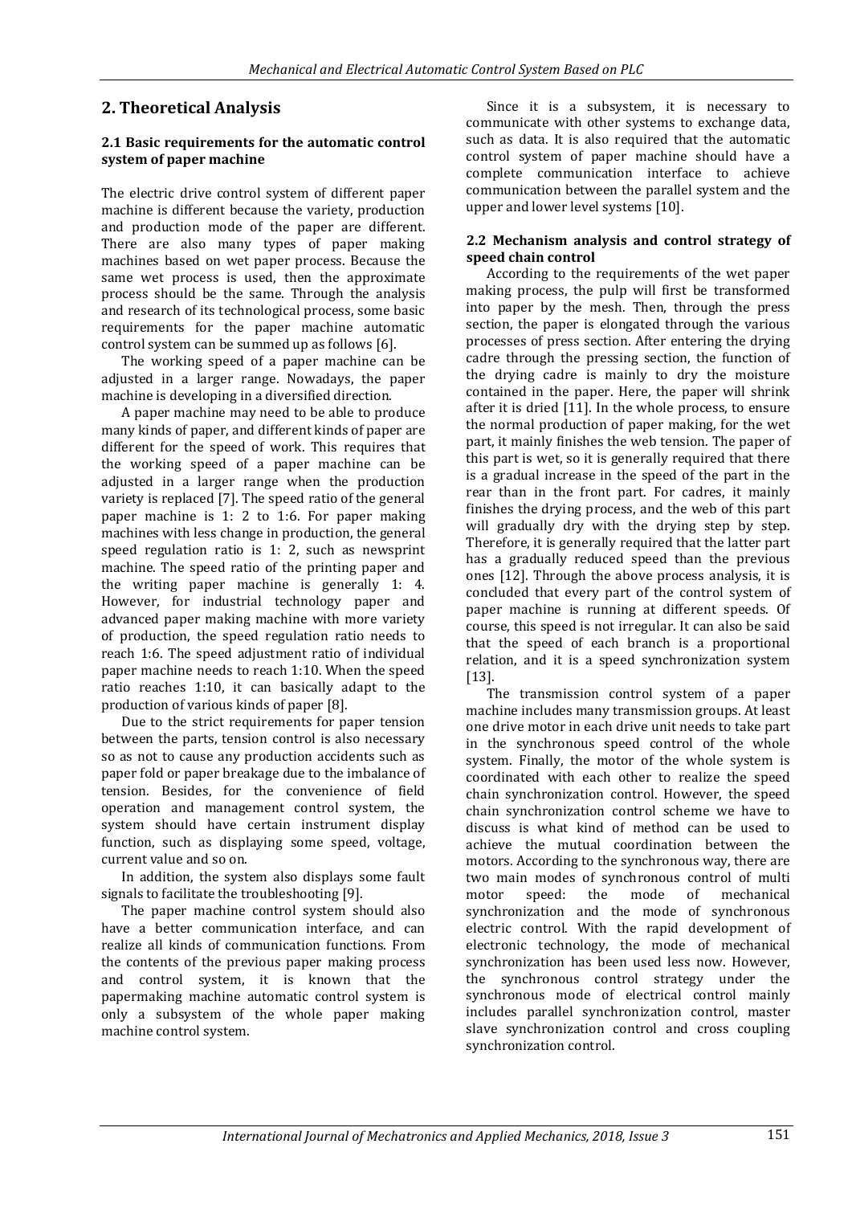## 2. Theoretical Analysis

### 2.1 Basic requirements for the automatic control system of paper machine

The electric drive control system of different paper machine is different because the variety, production and production mode of the paper are different. There are also many types of paper making machines based on wet paper process. Because the same wet process is used, then the approximate process should be the same. Through the analysis and research of its technological process, some basic requirements for the paper machine automatic control system can be summed up as follows [6].

The working speed of a paper machine can be adjusted in a larger range. Nowadays, the paper machine is developing in a diversified direction.

A paper machine may need to be able to produce many kinds of paper, and different kinds of paper are different for the speed of work. This requires that the working speed of a paper machine can be adjusted in a larger range when the production variety is replaced [7]. The speed ratio of the general paper machine is 1: 2 to 1:6. For paper making machines with less change in production, the general speed regulation ratio is 1: 2, such as newsprint machine. The speed ratio of the printing paper and the writing paper machine is generally 1: 4. However, for industrial technology paper and advanced paper making machine with more variety of production, the speed regulation ratio needs to reach 1:6. The speed adjustment ratio of individual paper machine needs to reach 1:10. When the speed ratio reaches 1:10, it can basically adapt to the production of various kinds of paper [8].

Due to the strict requirements for paper tension between the parts, tension control is also necessary so as not to cause any production accidents such as paper fold or paper breakage due to the imbalance of tension. Besides, for the convenience of field operation and management control system, the system should have certain instrument display function, such as displaying some speed, voltage, current value and so on.

In addition, the system also displays some fault signals to facilitate the troubleshooting [9].

The paper machine control system should also have a better communication interface, and can realize all kinds of communication functions. From the contents of the previous paper making process and control system, it is known that the papermaking machine automatic control system is only a subsystem of the whole paper making machine control system.

Since it is a subsystem, it is necessary to communicate with other systems to exchange data, such as data. It is also required that the automatic control system of paper machine should have a complete communication interface to achieve communication between the parallel system and the upper and lower level systems [10].

### 2.2 Mechanism analysis and control strategy of speed chain control

According to the requirements of the wet paper making process, the pulp will first be transformed into paper by the mesh. Then, through the press section, the paper is elongated through the various processes of press section. After entering the drying cadre through the pressing section, the function of the drying cadre is mainly to dry the moisture contained in the paper. Here, the paper will shrink after it is dried [11]. In the whole process, to ensure the normal production of paper making, for the wet part, it mainly finishes the web tension. The paper of this part is wet, so it is generally required that there is a gradual increase in the speed of the part in the rear than in the front part. For cadres, it mainly finishes the drying process, and the web of this part will gradually dry with the drying step by step. Therefore, it is generally required that the latter part has a gradually reduced speed than the previous ones [12]. Through the above process analysis, it is concluded that every part of the control system of paper machine is running at different speeds. Of course, this speed is not irregular. It can also be said that the speed of each branch is a proportional relation, and it is a speed synchronization system [13].

The transmission control system of a paper machine includes many transmission groups. At least one drive motor in each drive unit needs to take part in the synchronous speed control of the whole system. Finally, the motor of the whole system is coordinated with each other to realize the speed chain synchronization control. However, the speed chain synchronization control scheme we have to discuss is what kind of method can be used to achieve the mutual coordination between the motors. According to the synchronous way, there are two main modes of synchronous control of multi motor speed: the mode of mechanical synchronization and the mode of synchronous electric control. With the rapid development of electronic technology, the mode of mechanical synchronization has been used less now. However, the synchronous control strategy under the synchronous mode of electrical control mainly includes parallel synchronization control, master slave synchronization control and cross coupling synchronization control.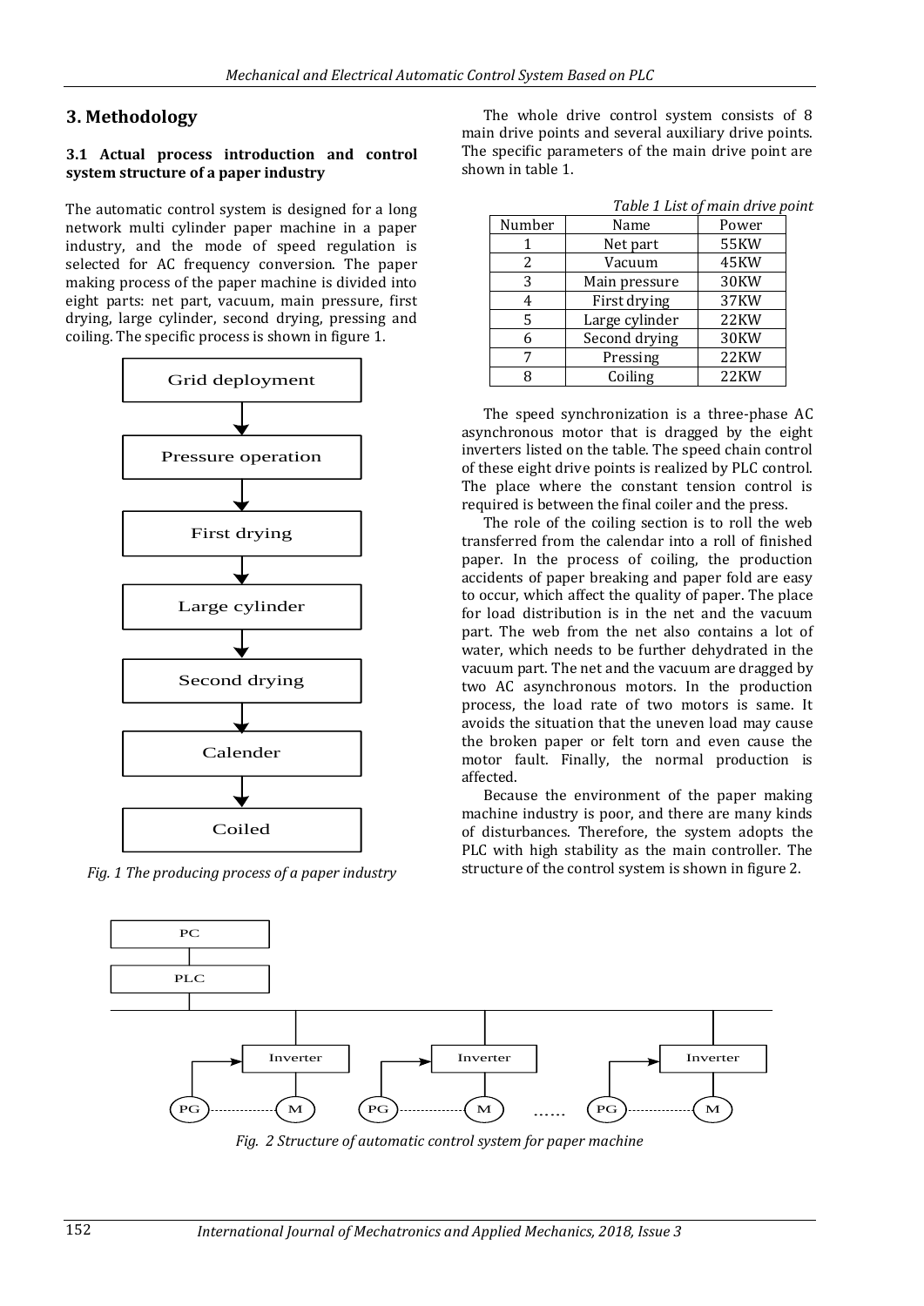## 3. Methodology

### 3.1 Actual process introduction and control system structure of a paper industry

The automatic control system is designed for a long network multi cylinder paper machine in a paper industry, and the mode of speed regulation is selected for AC frequency conversion. The paper making process of the paper machine is divided into eight parts: net part, vacuum, main pressure, first drying, large cylinder, second drying, pressing and coiling. The specific process is shown in figure 1.

Grid deployment → Pressure operation → First drying → Large cylinder → Second drying → Calender → Coiled

*Fig. 1 The producing process of a paper industry*

The whole drive control system consists of 8 main drive points and several auxiliary drive points. The specific parameters of the main drive point are shown in table 1.

*Table 1 List of main drive point*

| Number | Name | Power |
|---|---|---|
| 1 | Net part | 55KW |
| 2 | Vacuum | 45KW |
| 3 | Main pressure | 30KW |
| 4 | First drying | 37KW |
| 5 | Large cylinder | 22KW |
| 6 | Second drying | 30KW |
| 7 | Pressing | 22KW |
| 8 | Coiling | 22KW |

The speed synchronization is a three-phase AC asynchronous motor that is dragged by the eight inverters listed on the table. The speed chain control of these eight drive points is realized by PLC control. The place where the constant tension control is required is between the final coiler and the press.

The role of the coiling section is to roll the web transferred from the calendar into a roll of finished paper. In the process of coiling, the production accidents of paper breaking and paper fold are easy to occur, which affect the quality of paper. The place for load distribution is in the net and the vacuum part. The web from the net also contains a lot of water, which needs to be further dehydrated in the vacuum part. The net and the vacuum are dragged by two AC asynchronous motors. In the production process, the load rate of two motors is same. It avoids the situation that the uneven load may cause the broken paper or felt torn and even cause the motor fault. Finally, the normal production is affected.

Because the environment of the paper making machine industry is poor, and there are many kinds of disturbances. Therefore, the system adopts the PLC with high stability as the main controller. The structure of the control system is shown in figure 2.

*Fig. 2 Structure of automatic control system for paper machine*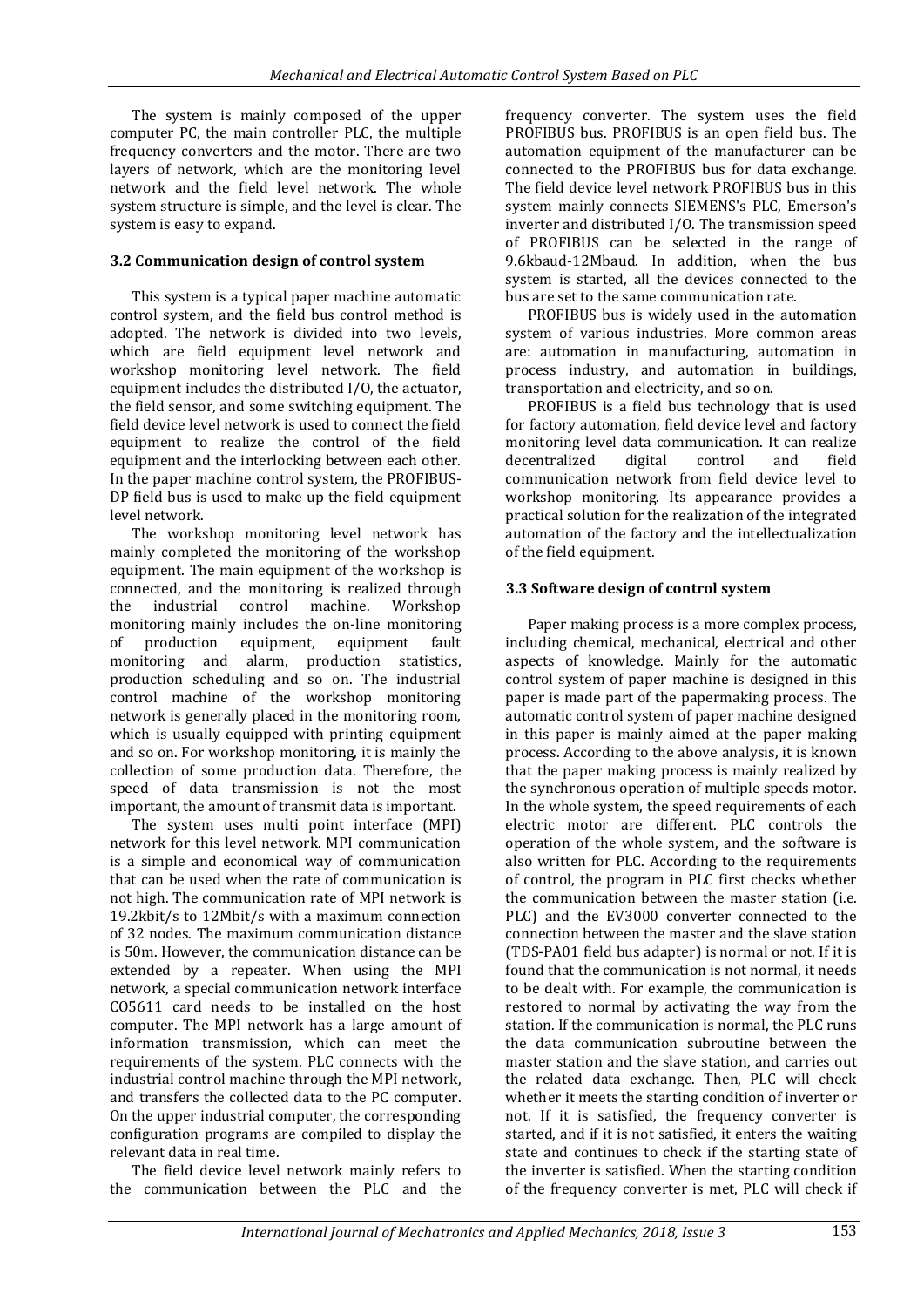The system is mainly composed of the upper computer PC, the main controller PLC, the multiple frequency converters and the motor. There are two layers of network, which are the monitoring level network and the field level network. The whole system structure is simple, and the level is clear. The system is easy to expand.

### 3.2 Communication design of control system

This system is a typical paper machine automatic control system, and the field bus control method is adopted. The network is divided into two levels, which are field equipment level network and workshop monitoring level network. The field equipment includes the distributed I/O, the actuator, the field sensor, and some switching equipment. The field device level network is used to connect the field equipment to realize the control of the field equipment and the interlocking between each other. In the paper machine control system, the PROFIBUS-DP field bus is used to make up the field equipment level network.

The workshop monitoring level network has mainly completed the monitoring of the workshop equipment. The main equipment of the workshop is connected, and the monitoring is realized through the industrial control machine. Workshop monitoring mainly includes the on-line monitoring of production equipment, equipment fault monitoring and alarm, production statistics, production scheduling and so on. The industrial control machine of the workshop monitoring network is generally placed in the monitoring room, which is usually equipped with printing equipment and so on. For workshop monitoring, it is mainly the collection of some production data. Therefore, the speed of data transmission is not the most important, the amount of transmit data is important.

The system uses multi point interface (MPI) network for this level network. MPI communication is a simple and economical way of communication that can be used when the rate of communication is not high. The communication rate of MPI network is 19.2kbit/s to 12Mbit/s with a maximum connection of 32 nodes. The maximum communication distance is 50m. However, the communication distance can be extended by a repeater. When using the MPI network, a special communication network interface CO5611 card needs to be installed on the host computer. The MPI network has a large amount of information transmission, which can meet the requirements of the system. PLC connects with the industrial control machine through the MPI network, and transfers the collected data to the PC computer. On the upper industrial computer, the corresponding configuration programs are compiled to display the relevant data in real time.

The field device level network mainly refers to the communication between the PLC and the frequency converter. The system uses the field PROFIBUS bus. PROFIBUS is an open field bus. The automation equipment of the manufacturer can be connected to the PROFIBUS bus for data exchange. The field device level network PROFIBUS bus in this system mainly connects SIEMENS's PLC, Emerson's inverter and distributed I/O. The transmission speed of PROFIBUS can be selected in the range of 9.6kbaud-12Mbaud. In addition, when the bus system is started, all the devices connected to the bus are set to the same communication rate.

PROFIBUS bus is widely used in the automation system of various industries. More common areas are: automation in manufacturing, automation in process industry, and automation in buildings, transportation and electricity, and so on.

PROFIBUS is a field bus technology that is used for factory automation, field device level and factory monitoring level data communication. It can realize decentralized digital control and field communication network from field device level to workshop monitoring. Its appearance provides a practical solution for the realization of the integrated automation of the factory and the intellectualization of the field equipment.

### 3.3 Software design of control system

Paper making process is a more complex process, including chemical, mechanical, electrical and other aspects of knowledge. Mainly for the automatic control system of paper machine is designed in this paper is made part of the papermaking process. The automatic control system of paper machine designed in this paper is mainly aimed at the paper making process. According to the above analysis, it is known that the paper making process is mainly realized by the synchronous operation of multiple speeds motor. In the whole system, the speed requirements of each electric motor are different. PLC controls the operation of the whole system, and the software is also written for PLC. According to the requirements of control, the program in PLC first checks whether the communication between the master station (i.e. PLC) and the EV3000 converter connected to the connection between the master and the slave station (TDS-PA01 field bus adapter) is normal or not. If it is found that the communication is not normal, it needs to be dealt with. For example, the communication is restored to normal by activating the way from the station. If the communication is normal, the PLC runs the data communication subroutine between the master station and the slave station, and carries out the related data exchange. Then, PLC will check whether it meets the starting condition of inverter or not. If it is satisfied, the frequency converter is started, and if it is not satisfied, it enters the waiting state and continues to check if the starting state of the inverter is satisfied. When the starting condition of the frequency converter is met, PLC will check if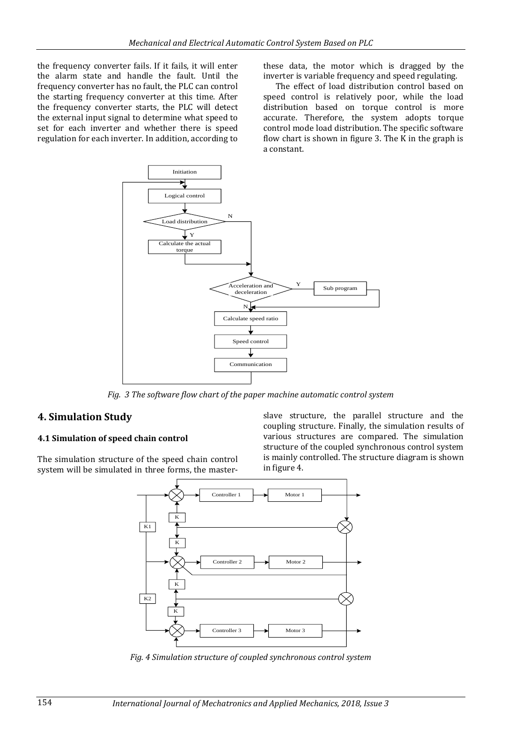the frequency converter fails. If it fails, it will enter the alarm state and handle the fault. Until the frequency converter has no fault, the PLC can control the starting frequency converter at this time. After the frequency converter starts, the PLC will detect the external input signal to determine what speed to set for each inverter and whether there is speed regulation for each inverter. In addition, according to these data, the motor which is dragged by the inverter is variable frequency and speed regulating.

The effect of load distribution control based on speed control is relatively poor, while the load distribution based on torque control is more accurate. Therefore, the system adopts torque control mode load distribution. The specific software flow chart is shown in figure 3. The K in the graph is a constant.

*Fig. 3 The software flow chart of the paper machine automatic control system*

## 4. Simulation Study

### 4.1 Simulation of speed chain control

The simulation structure of the speed chain control system will be simulated in three forms, the master-slave structure, the parallel structure and the coupling structure. Finally, the simulation results of various structures are compared. The simulation structure of the coupled synchronous control system is mainly controlled. The structure diagram is shown in figure 4.

*Fig. 4 Simulation structure of coupled synchronous control system*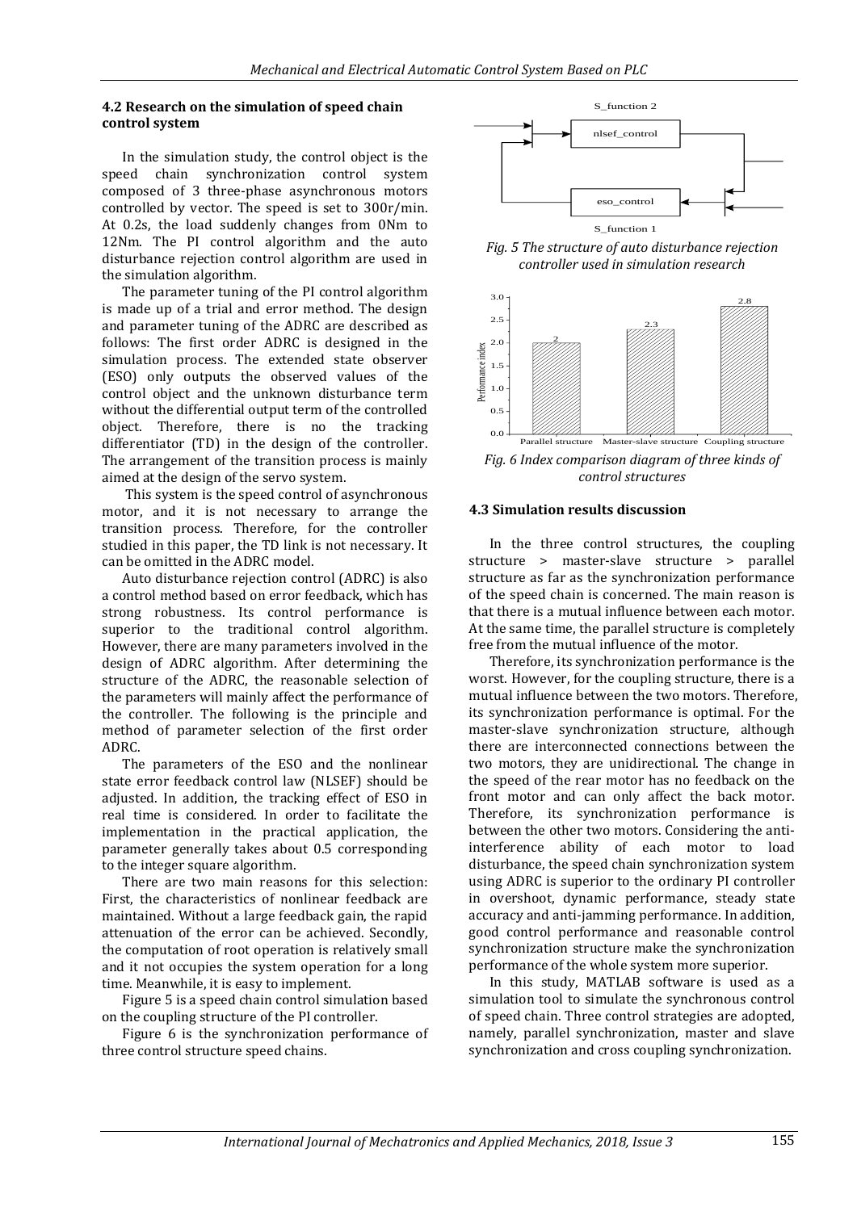### 4.2 Research on the simulation of speed chain control system

In the simulation study, the control object is the speed chain synchronization control system composed of 3 three-phase asynchronous motors controlled by vector. The speed is set to 300r/min. At 0.2s, the load suddenly changes from 0Nm to 12Nm. The PI control algorithm and the auto disturbance rejection control algorithm are used in the simulation algorithm.

The parameter tuning of the PI control algorithm is made up of a trial and error method. The design and parameter tuning of the ADRC are described as follows: The first order ADRC is designed in the simulation process. The extended state observer (ESO) only outputs the observed values of the control object and the unknown disturbance term without the differential output term of the controlled object. Therefore, there is no the tracking differentiator (TD) in the design of the controller. The arrangement of the transition process is mainly aimed at the design of the servo system.

This system is the speed control of asynchronous motor, and it is not necessary to arrange the transition process. Therefore, for the controller studied in this paper, the TD link is not necessary. It can be omitted in the ADRC model.

Auto disturbance rejection control (ADRC) is also a control method based on error feedback, which has strong robustness. Its control performance is superior to the traditional control algorithm. However, there are many parameters involved in the design of ADRC algorithm. After determining the structure of the ADRC, the reasonable selection of the parameters will mainly affect the performance of the controller. The following is the principle and method of parameter selection of the first order ADRC.

The parameters of the ESO and the nonlinear state error feedback control law (NLSEF) should be adjusted. In addition, the tracking effect of ESO in real time is considered. In order to facilitate the implementation in the practical application, the parameter generally takes about 0.5 corresponding to the integer square algorithm.

There are two main reasons for this selection: First, the characteristics of nonlinear feedback are maintained. Without a large feedback gain, the rapid attenuation of the error can be achieved. Secondly, the computation of root operation is relatively small and it not occupies the system operation for a long time. Meanwhile, it is easy to implement.

Figure 5 is a speed chain control simulation based on the coupling structure of the PI controller.

Figure 6 is the synchronization performance of three control structure speed chains.

S_function 2

nlsef_control

eso_control

S_function 1

*Fig. 5 The structure of auto disturbance rejection controller used in simulation research*

| Control structure | Performance index |
|---|---|
| Parallel structure | 2 |
| Master-slave structure | 2.3 |
| Coupling structure | 2.8 |

*Fig. 6 Index comparison diagram of three kinds of control structures*

### 4.3 Simulation results discussion

In the three control structures, the coupling structure > master-slave structure > parallel structure as far as the synchronization performance of the speed chain is concerned. The main reason is that there is a mutual influence between each motor. At the same time, the parallel structure is completely free from the mutual influence of the motor.

Therefore, its synchronization performance is the worst. However, for the coupling structure, there is a mutual influence between the two motors. Therefore, its synchronization performance is optimal. For the master-slave synchronization structure, although there are interconnected connections between the two motors, they are unidirectional. The change in the speed of the rear motor has no feedback on the front motor and can only affect the back motor. Therefore, its synchronization performance is between the other two motors. Considering the anti-interference ability of each motor to load disturbance, the speed chain synchronization system using ADRC is superior to the ordinary PI controller in overshoot, dynamic performance, steady state accuracy and anti-jamming performance. In addition, good control performance and reasonable control synchronization structure make the synchronization performance of the whole system more superior.

In this study, MATLAB software is used as a simulation tool to simulate the synchronous control of speed chain. Three control strategies are adopted, namely, parallel synchronization, master and slave synchronization and cross coupling synchronization.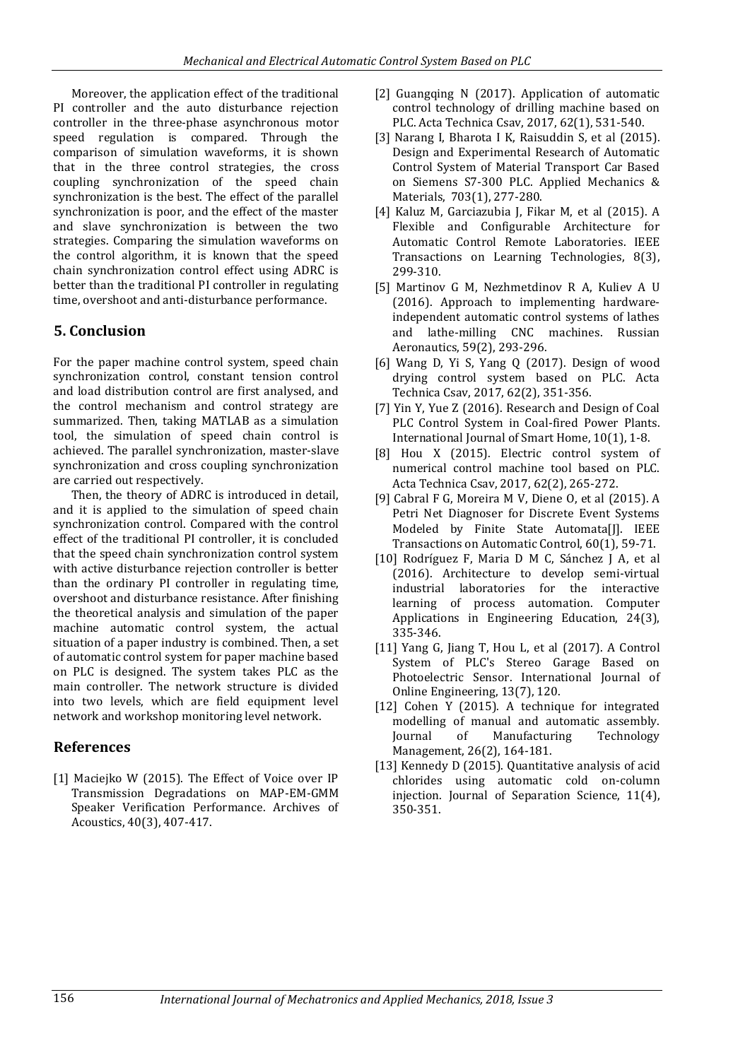Moreover, the application effect of the traditional PI controller and the auto disturbance rejection controller in the three-phase asynchronous motor speed regulation is compared. Through the comparison of simulation waveforms, it is shown that in the three control strategies, the cross coupling synchronization of the speed chain synchronization is the best. The effect of the parallel synchronization is poor, and the effect of the master and slave synchronization is between the two strategies. Comparing the simulation waveforms on the control algorithm, it is known that the speed chain synchronization control effect using ADRC is better than the traditional PI controller in regulating time, overshoot and anti-disturbance performance.

## 5. Conclusion

For the paper machine control system, speed chain synchronization control, constant tension control and load distribution control are first analysed, and the control mechanism and control strategy are summarized. Then, taking MATLAB as a simulation tool, the simulation of speed chain control is achieved. The parallel synchronization, master-slave synchronization and cross coupling synchronization are carried out respectively.

Then, the theory of ADRC is introduced in detail, and it is applied to the simulation of speed chain synchronization control. Compared with the control effect of the traditional PI controller, it is concluded that the speed chain synchronization control system with active disturbance rejection controller is better than the ordinary PI controller in regulating time, overshoot and disturbance resistance. After finishing the theoretical analysis and simulation of the paper machine automatic control system, the actual situation of a paper industry is combined. Then, a set of automatic control system for paper machine based on PLC is designed. The system takes PLC as the main controller. The network structure is divided into two levels, which are field equipment level network and workshop monitoring level network.

## References

[1] Maciejko W (2015). The Effect of Voice over IP Transmission Degradations on MAP-EM-GMM Speaker Verification Performance. Archives of Acoustics, 40(3), 407-417.

[2] Guangqing N (2017). Application of automatic control technology of drilling machine based on PLC. Acta Technica Csav, 2017, 62(1), 531-540.

[3] Narang I, Bharota I K, Raisuddin S, et al (2015). Design and Experimental Research of Automatic Control System of Material Transport Car Based on Siemens S7-300 PLC. Applied Mechanics & Materials, 703(1), 277-280.

[4] Kaluz M, Garciazubia J, Fikar M, et al (2015). A Flexible and Configurable Architecture for Automatic Control Remote Laboratories. IEEE Transactions on Learning Technologies, 8(3), 299-310.

[5] Martinov G M, Nezhmetdinov R A, Kuliev A U (2016). Approach to implementing hardware-independent automatic control systems of lathes and lathe-milling CNC machines. Russian Aeronautics, 59(2), 293-296.

[6] Wang D, Yi S, Yang Q (2017). Design of wood drying control system based on PLC. Acta Technica Csav, 2017, 62(2), 351-356.

[7] Yin Y, Yue Z (2016). Research and Design of Coal PLC Control System in Coal-fired Power Plants. International Journal of Smart Home, 10(1), 1-8.

[8] Hou X (2015). Electric control system of numerical control machine tool based on PLC. Acta Technica Csav, 2017, 62(2), 265-272.

[9] Cabral F G, Moreira M V, Diene O, et al (2015). A Petri Net Diagnoser for Discrete Event Systems Modeled by Finite State Automata[J]. IEEE Transactions on Automatic Control, 60(1), 59-71.

[10] Rodríguez F, Maria D M C, Sánchez J A, et al (2016). Architecture to develop semi-virtual industrial laboratories for the interactive learning of process automation. Computer Applications in Engineering Education, 24(3), 335-346.

[11] Yang G, Jiang T, Hou L, et al (2017). A Control System of PLC's Stereo Garage Based on Photoelectric Sensor. International Journal of Online Engineering, 13(7), 120.

[12] Cohen Y (2015). A technique for integrated modelling of manual and automatic assembly. Journal of Manufacturing Technology Management, 26(2), 164-181.

[13] Kennedy D (2015). Quantitative analysis of acid chlorides using automatic cold on-column injection. Journal of Separation Science, 11(4), 350-351.